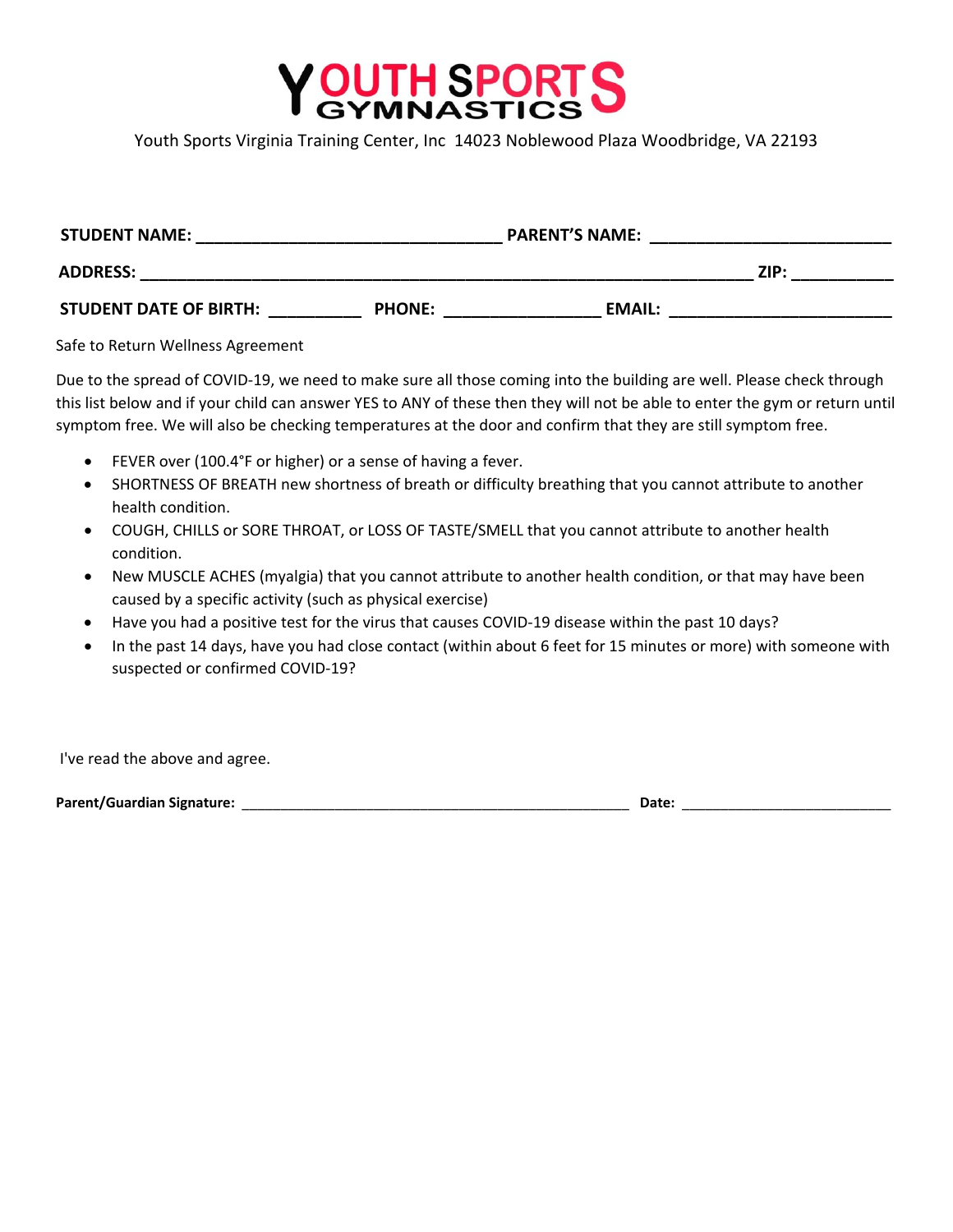# YOUTH SPORTS GYMNASTICS

Youth Sports Virginia Training Center, Inc 14023 Noblewood Plaza Woodbridge, VA 22193

**STUDENT NAME:** ________________________________ **PARENT'S NAME:** __________________________

**ADDRESS:** ____________________________________________________________________ **ZIP:** ___________

**STUDENT DATE OF BIRTH:** __________ **PHONE:** _________________ **EMAIL:** ________________________

Safe to Return Wellness Agreement

Due to the spread of COVID-19, we need to make sure all those coming into the building are well. Please check through this list below and if your child can answer YES to ANY of these then they will not be able to enter the gym or return until symptom free. We will also be checking temperatures at the door and confirm that they are still symptom free.

- FEVER over (100.4°F or higher) or a sense of having a fever.
- SHORTNESS OF BREATH new shortness of breath or difficulty breathing that you cannot attribute to another health condition.
- COUGH, CHILLS or SORE THROAT, or LOSS OF TASTE/SMELL that you cannot attribute to another health condition.
- New MUSCLE ACHES (myalgia) that you cannot attribute to another health condition, or that may have been caused by a specific activity (such as physical exercise)
- Have you had a positive test for the virus that causes COVID-19 disease within the past 10 days?
- In the past 14 days, have you had close contact (within about 6 feet for 15 minutes or more) with someone with suspected or confirmed COVID-19?

I've read the above and agree.

**Parent/Guardian Signature:** _______________________________________________ **Date:** __________________________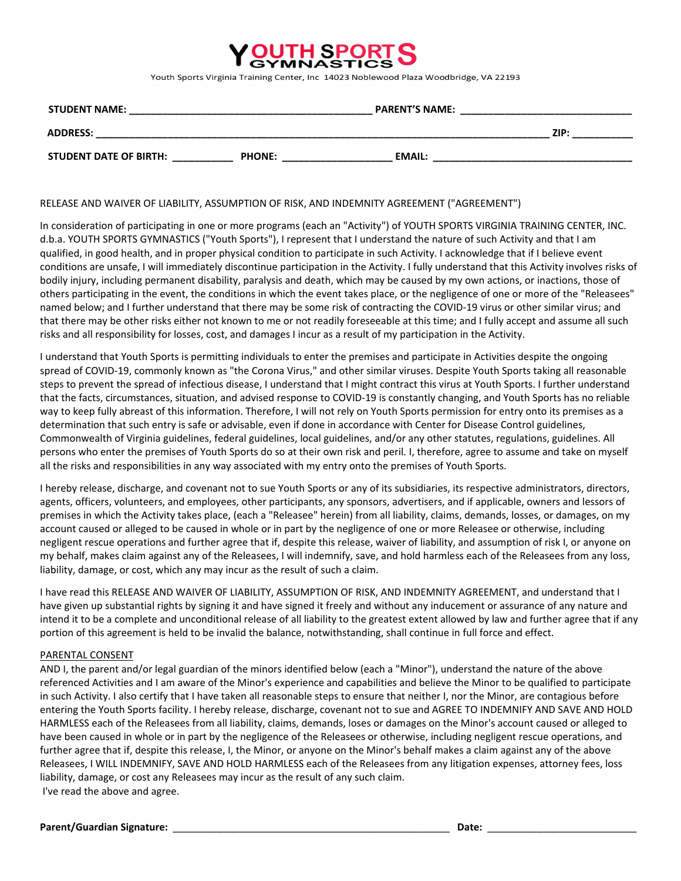# YOUTH SPORTS GYMNASTICS

Youth Sports Virginia Training Center, Inc 14023 Noblewood Plaza Woodbridge, VA 22193

**STUDENT NAME:** ___________________________________________ **PARENT'S NAME:** ______________________________

**ADDRESS:** ________________________________________________________________________________ **ZIP:** ___________

**STUDENT DATE OF BIRTH:** ___________ **PHONE:** ____________________ **EMAIL:** ____________________________________

RELEASE AND WAIVER OF LIABILITY, ASSUMPTION OF RISK, AND INDEMNITY AGREEMENT ("AGREEMENT")

In consideration of participating in one or more programs (each an "Activity") of YOUTH SPORTS VIRGINIA TRAINING CENTER, INC. d.b.a. YOUTH SPORTS GYMNASTICS ("Youth Sports"), I represent that I understand the nature of such Activity and that I am qualified, in good health, and in proper physical condition to participate in such Activity. I acknowledge that if I believe event conditions are unsafe, I will immediately discontinue participation in the Activity. I fully understand that this Activity involves risks of bodily injury, including permanent disability, paralysis and death, which may be caused by my own actions, or inactions, those of others participating in the event, the conditions in which the event takes place, or the negligence of one or more of the "Releasees" named below; and I further understand that there may be some risk of contracting the COVID-19 virus or other similar virus; and that there may be other risks either not known to me or not readily foreseeable at this time; and I fully accept and assume all such risks and all responsibility for losses, cost, and damages I incur as a result of my participation in the Activity.

I understand that Youth Sports is permitting individuals to enter the premises and participate in Activities despite the ongoing spread of COVID-19, commonly known as "the Corona Virus," and other similar viruses. Despite Youth Sports taking all reasonable steps to prevent the spread of infectious disease, I understand that I might contract this virus at Youth Sports. I further understand that the facts, circumstances, situation, and advised response to COVID-19 is constantly changing, and Youth Sports has no reliable way to keep fully abreast of this information. Therefore, I will not rely on Youth Sports permission for entry onto its premises as a determination that such entry is safe or advisable, even if done in accordance with Center for Disease Control guidelines, Commonwealth of Virginia guidelines, federal guidelines, local guidelines, and/or any other statutes, regulations, guidelines. All persons who enter the premises of Youth Sports do so at their own risk and peril. I, therefore, agree to assume and take on myself all the risks and responsibilities in any way associated with my entry onto the premises of Youth Sports.

I hereby release, discharge, and covenant not to sue Youth Sports or any of its subsidiaries, its respective administrators, directors, agents, officers, volunteers, and employees, other participants, any sponsors, advertisers, and if applicable, owners and lessors of premises in which the Activity takes place, (each a "Releasee" herein) from all liability, claims, demands, losses, or damages, on my account caused or alleged to be caused in whole or in part by the negligence of one or more Releasee or otherwise, including negligent rescue operations and further agree that if, despite this release, waiver of liability, and assumption of risk I, or anyone on my behalf, makes claim against any of the Releasees, I will indemnify, save, and hold harmless each of the Releasees from any loss, liability, damage, or cost, which any may incur as the result of such a claim.

I have read this RELEASE AND WAIVER OF LIABILITY, ASSUMPTION OF RISK, AND INDEMNITY AGREEMENT, and understand that I have given up substantial rights by signing it and have signed it freely and without any inducement or assurance of any nature and intend it to be a complete and unconditional release of all liability to the greatest extent allowed by law and further agree that if any portion of this agreement is held to be invalid the balance, notwithstanding, shall continue in full force and effect.

PARENTAL CONSENT

AND I, the parent and/or legal guardian of the minors identified below (each a "Minor"), understand the nature of the above referenced Activities and I am aware of the Minor's experience and capabilities and believe the Minor to be qualified to participate in such Activity. I also certify that I have taken all reasonable steps to ensure that neither I, nor the Minor, are contagious before entering the Youth Sports facility. I hereby release, discharge, covenant not to sue and AGREE TO INDEMNIFY AND SAVE AND HOLD HARMLESS each of the Releasees from all liability, claims, demands, loses or damages on the Minor's account caused or alleged to have been caused in whole or in part by the negligence of the Releasees or otherwise, including negligent rescue operations, and further agree that if, despite this release, I, the Minor, or anyone on the Minor's behalf makes a claim against any of the above Releasees, I WILL INDEMNIFY, SAVE AND HOLD HARMLESS each of the Releasees from any litigation expenses, attorney fees, loss liability, damage, or cost any Releasees may incur as the result of any such claim.

I've read the above and agree.

**Parent/Guardian Signature:** ___________________________________________________ **Date:** ___________________________